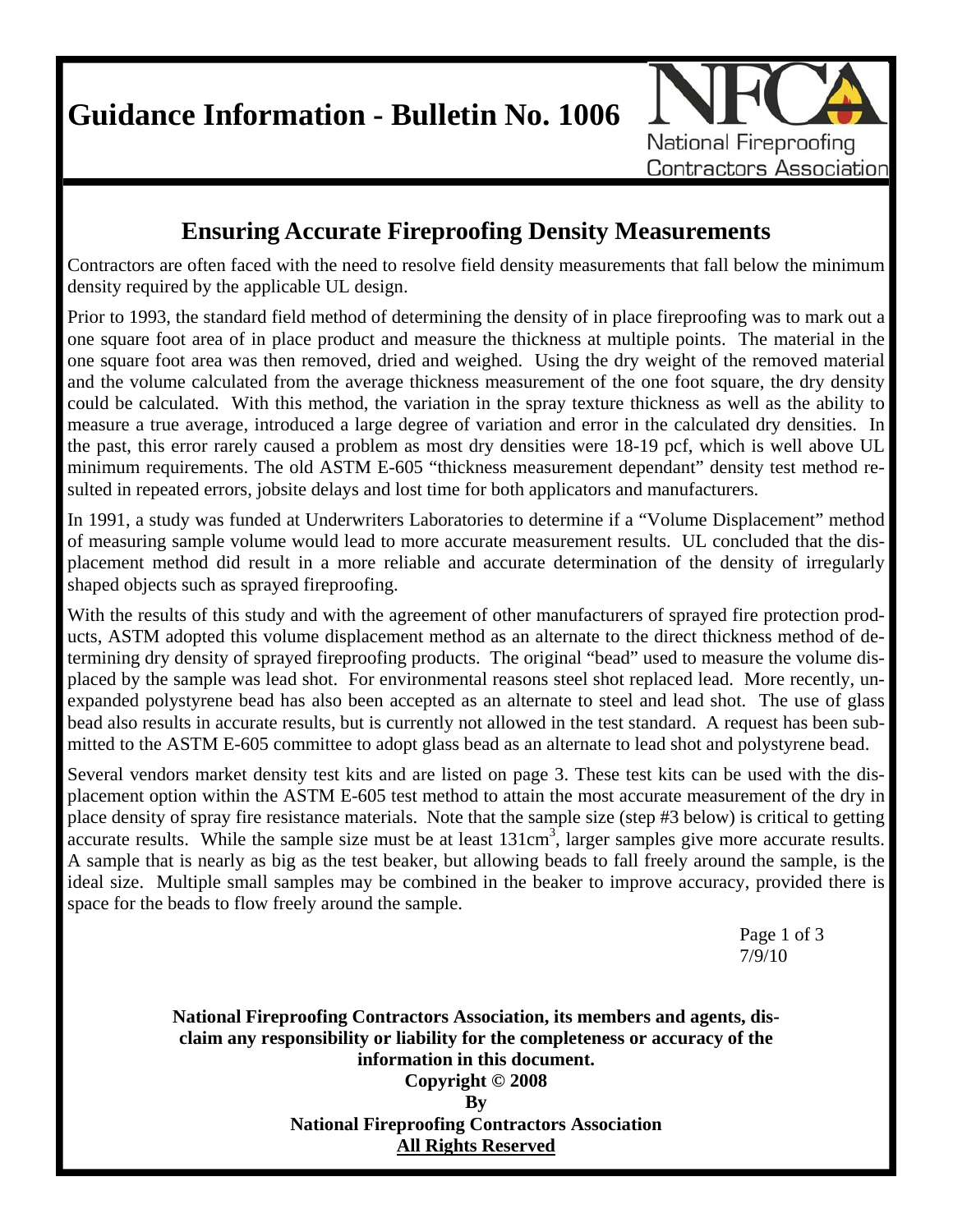# Guidance Information - Bulletin No. 1006

National Fireproofing Contractors Association

## Ensuring Accurate Fireproofing Density Measurements

Contractors are often faced with the need to resolve field density measurements that fall below the minimum density required by the applicable UL design.

Prior to 1993, the standard field method of determining the density of in place fireproofing was to mark out a one square foot area of in place product and measure the thickness at multiple points. The material in the one square foot area was then removed, dried and weighed. Using the dry weight of the removed material and the volume calculated from the average thickness measurement of the one foot square, the dry density could be calculated. With this method, the variation in the spray texture thickness as well as the ability to measure a true average, introduced a large degree of variation and error in the calculated dry densities. In the past, this error rarely caused a problem as most dry densities were 18-19 pcf, which is well above UL minimum requirements. The old ASTM E-605 "thickness measurement dependant" density test method resulted in repeated errors, jobsite delays and lost time for both applicators and manufacturers.

In 1991, a study was funded at Underwriters Laboratories to determine if a "Volume Displacement" method of measuring sample volume would lead to more accurate measurement results. UL concluded that the displacement method did result in a more reliable and accurate determination of the density of irregularly shaped objects such as sprayed fireproofing.

With the results of this study and with the agreement of other manufacturers of sprayed fire protection products, ASTM adopted this volume displacement method as an alternate to the direct thickness method of determining dry density of sprayed fireproofing products. The original "bead" used to measure the volume displaced by the sample was lead shot. For environmental reasons steel shot replaced lead. More recently, unexpanded polystyrene bead has also been accepted as an alternate to steel and lead shot. The use of glass bead also results in accurate results, but is currently not allowed in the test standard. A request has been submitted to the ASTM E-605 committee to adopt glass bead as an alternate to lead shot and polystyrene bead.

Several vendors market density test kits and are listed on page 3. These test kits can be used with the displacement option within the ASTM E-605 test method to attain the most accurate measurement of the dry in place density of spray fire resistance materials. Note that the sample size (step #3 below) is critical to getting accurate results. While the sample size must be at least $131cm^3$, larger samples give more accurate results. A sample that is nearly as big as the test beaker, but allowing beads to fall freely around the sample, is the ideal size. Multiple small samples may be combined in the beaker to improve accuracy, provided there is space for the beads to flow freely around the sample.

7/9/10

**National Fireproofing Contractors Association, its members and agents, disclaim any responsibility or liability for the completeness or accuracy of the information in this document.**
**Copyright © 2008**
**By**
**National Fireproofing Contractors Association**
**All Rights Reserved**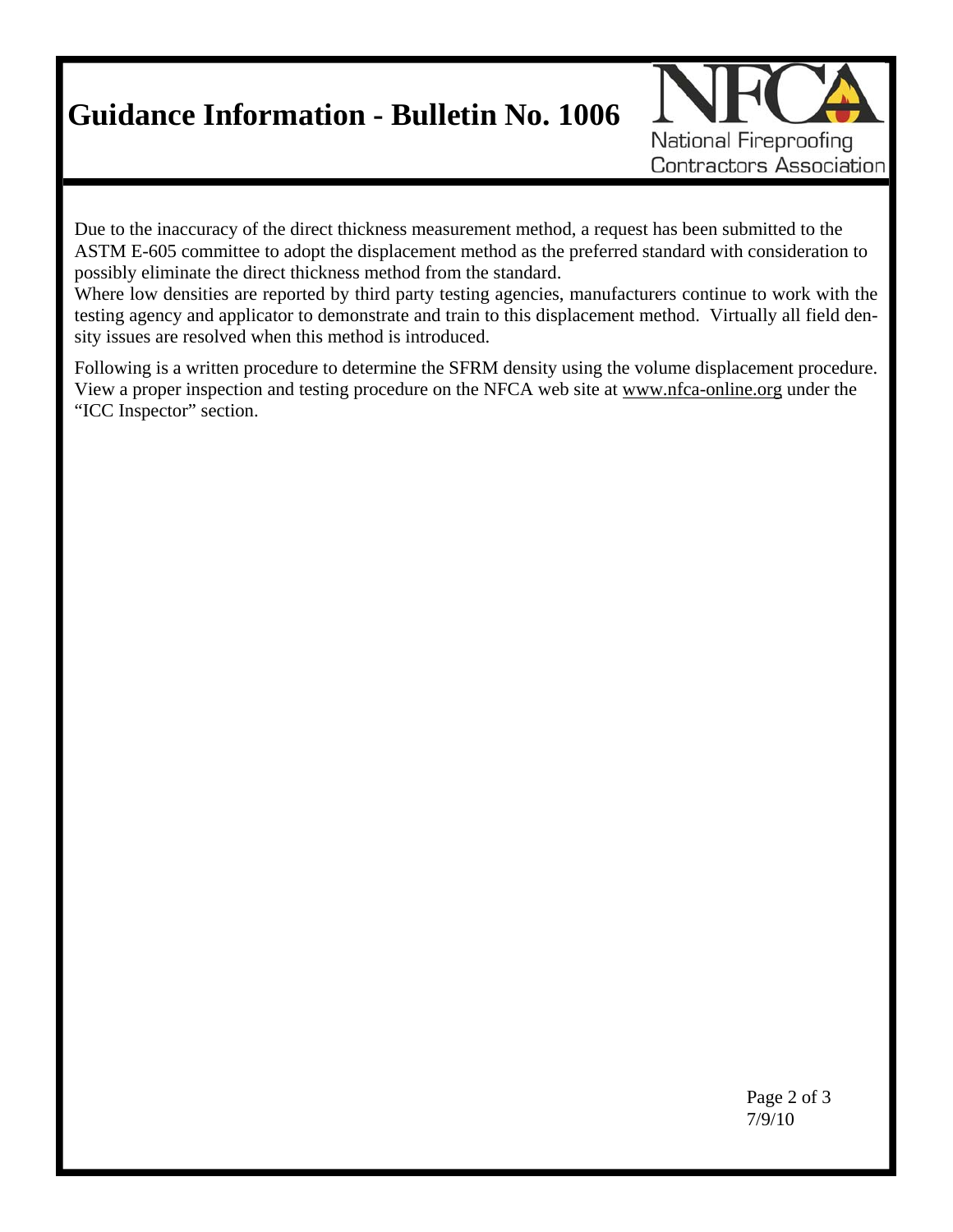Due to the inaccuracy of the direct thickness measurement method, a request has been submitted to the ASTM E-605 committee to adopt the displacement method as the preferred standard with consideration to possibly eliminate the direct thickness method from the standard.
Where low densities are reported by third party testing agencies, manufacturers continue to work with the testing agency and applicator to demonstrate and train to this displacement method. Virtually all field density issues are resolved when this method is introduced.

Following is a written procedure to determine the SFRM density using the volume displacement procedure. View a proper inspection and testing procedure on the NFCA web site at www.nfca-online.org under the "ICC Inspector" section.

7/9/10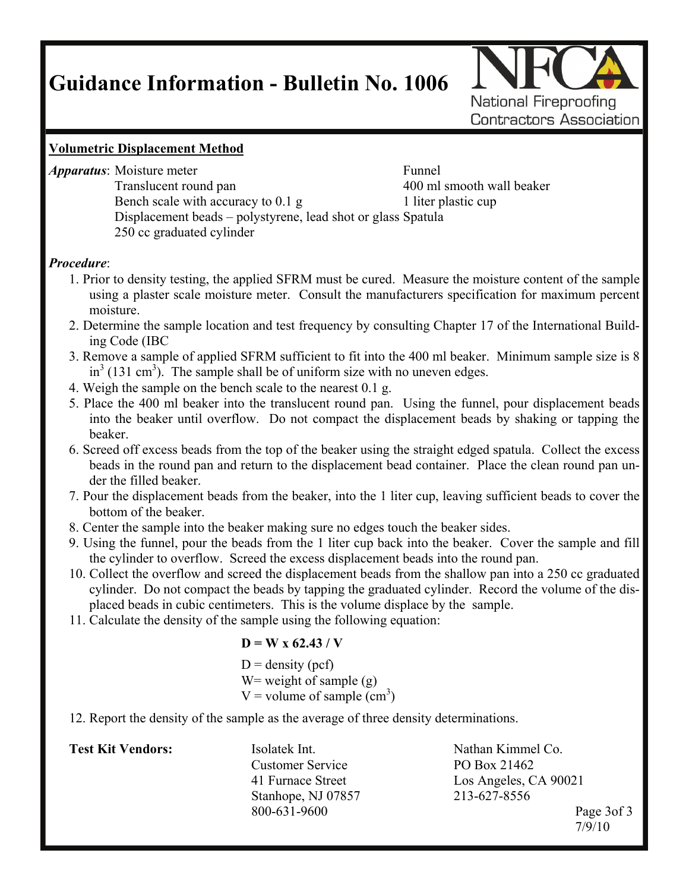# Guidance Information - Bulletin No. 1006

National Fireproofing Contractors Association

## Volumetric Displacement Method

***Apparatus***: Moisture meter
Translucent round pan
Bench scale with accuracy to 0.1 g
Displacement beads – polystyrene, lead shot or glass
250 cc graduated cylinder
Funnel
400 ml smooth wall beaker
1 liter plastic cup
Spatula

***Procedure***:

1. Prior to density testing, the applied SFRM must be cured. Measure the moisture content of the sample using a plaster scale moisture meter. Consult the manufacturers specification for maximum percent moisture.
2. Determine the sample location and test frequency by consulting Chapter 17 of the International Building Code (IBC
3. Remove a sample of applied SFRM sufficient to fit into the 400 ml beaker. Minimum sample size is 8 $in^3$ (131 $cm^3$). The sample shall be of uniform size with no uneven edges.
4. Weigh the sample on the bench scale to the nearest 0.1 g.
5. Place the 400 ml beaker into the translucent round pan. Using the funnel, pour displacement beads into the beaker until overflow. Do not compact the displacement beads by shaking or tapping the beaker.
6. Screed off excess beads from the top of the beaker using the straight edged spatula. Collect the excess beads in the round pan and return to the displacement bead container. Place the clean round pan under the filled beaker.
7. Pour the displacement beads from the beaker, into the 1 liter cup, leaving sufficient beads to cover the bottom of the beaker.
8. Center the sample into the beaker making sure no edges touch the beaker sides.
9. Using the funnel, pour the beads from the 1 liter cup back into the beaker. Cover the sample and fill the cylinder to overflow. Screed the excess displacement beads into the round pan.
10. Collect the overflow and screed the displacement beads from the shallow pan into a 250 cc graduated cylinder. Do not compact the beads by tapping the graduated cylinder. Record the volume of the displaced beads in cubic centimeters. This is the volume displace by the sample.
11. Calculate the density of the sample using the following equation:

$$\mathbf{D = W \times 62.43 / V}$$

D = density (pcf)
W= weight of sample (g)
V = volume of sample ($cm^3$)

12. Report the density of the sample as the average of three density determinations.

**Test Kit Vendors:**

Isolatek Int.
Customer Service
41 Furnace Street
Stanhope, NJ 07857
800-631-9600

Nathan Kimmel Co.
PO Box 21462
Los Angeles, CA 90021
213-627-8556

7/9/10